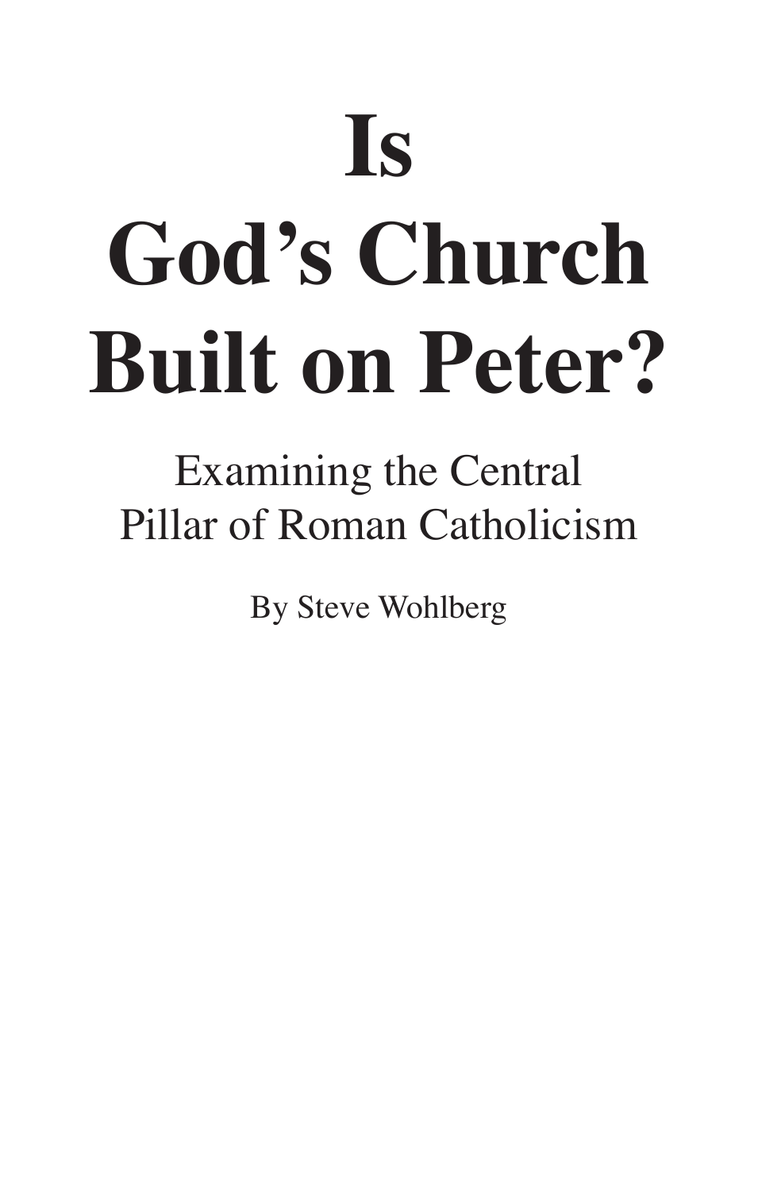# Is God's Church Built on Peter?

## Examining the Central Pillar of Roman Catholicism

By Steve Wohlberg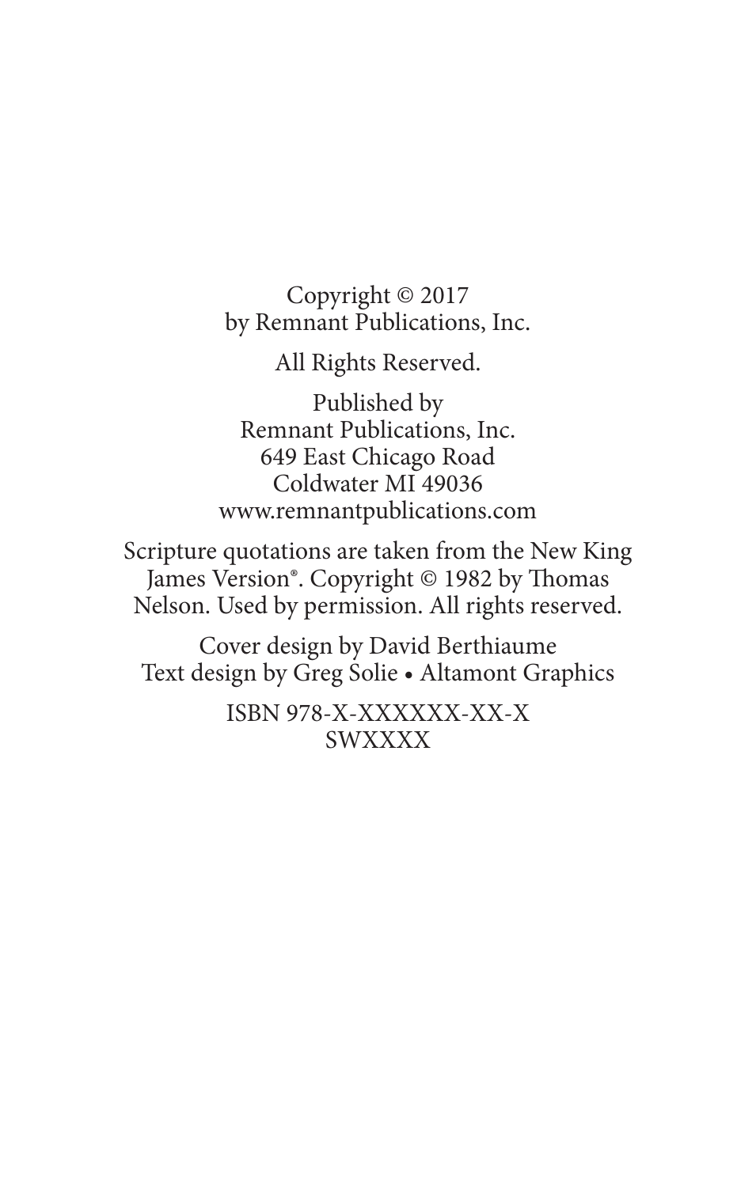Copyright © 2017
by Remnant Publications, Inc.

All Rights Reserved.

Published by
Remnant Publications, Inc.
649 East Chicago Road
Coldwater MI 49036
www.remnantpublications.com

Scripture quotations are taken from the New King James Version®. Copyright © 1982 by Thomas Nelson. Used by permission. All rights reserved.

Cover design by David Berthiaume
Text design by Greg Solie • Altamont Graphics

ISBN 978-X-XXXXXX-XX-X
SWXXXX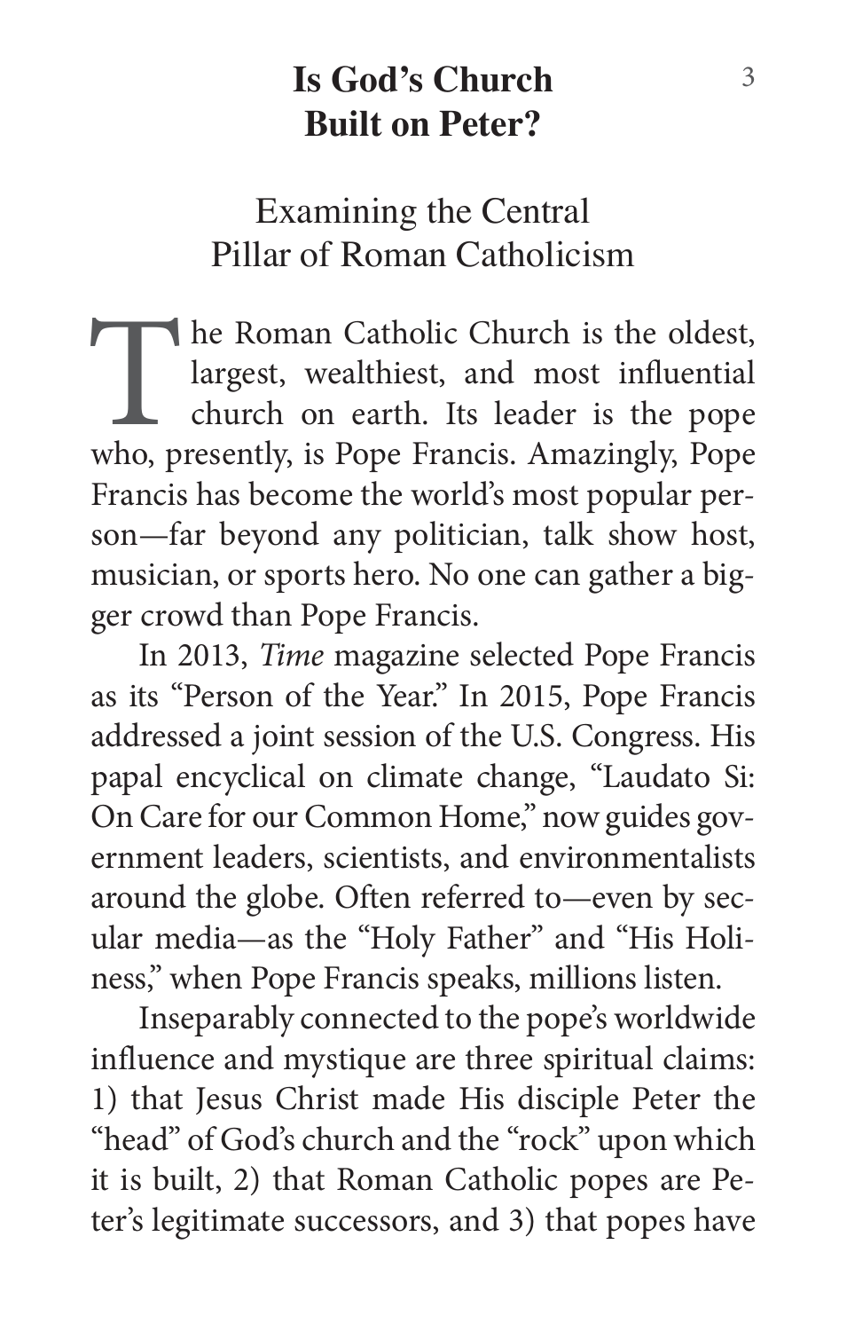# Is God's Church Built on Peter?

## Examining the Central Pillar of Roman Catholicism

The Roman Catholic Church is the oldest, largest, wealthiest, and most influential church on earth. Its leader is the pope who, presently, is Pope Francis. Amazingly, Pope Francis has become the world's most popular person—far beyond any politician, talk show host, musician, or sports hero. No one can gather a bigger crowd than Pope Francis.

In 2013, *Time* magazine selected Pope Francis as its "Person of the Year." In 2015, Pope Francis addressed a joint session of the U.S. Congress. His papal encyclical on climate change, "Laudato Si: On Care for our Common Home," now guides government leaders, scientists, and environmentalists around the globe. Often referred to—even by secular media—as the "Holy Father" and "His Holiness," when Pope Francis speaks, millions listen.

Inseparably connected to the pope's worldwide influence and mystique are three spiritual claims: 1) that Jesus Christ made His disciple Peter the "head" of God's church and the "rock" upon which it is built, 2) that Roman Catholic popes are Peter's legitimate successors, and 3) that popes have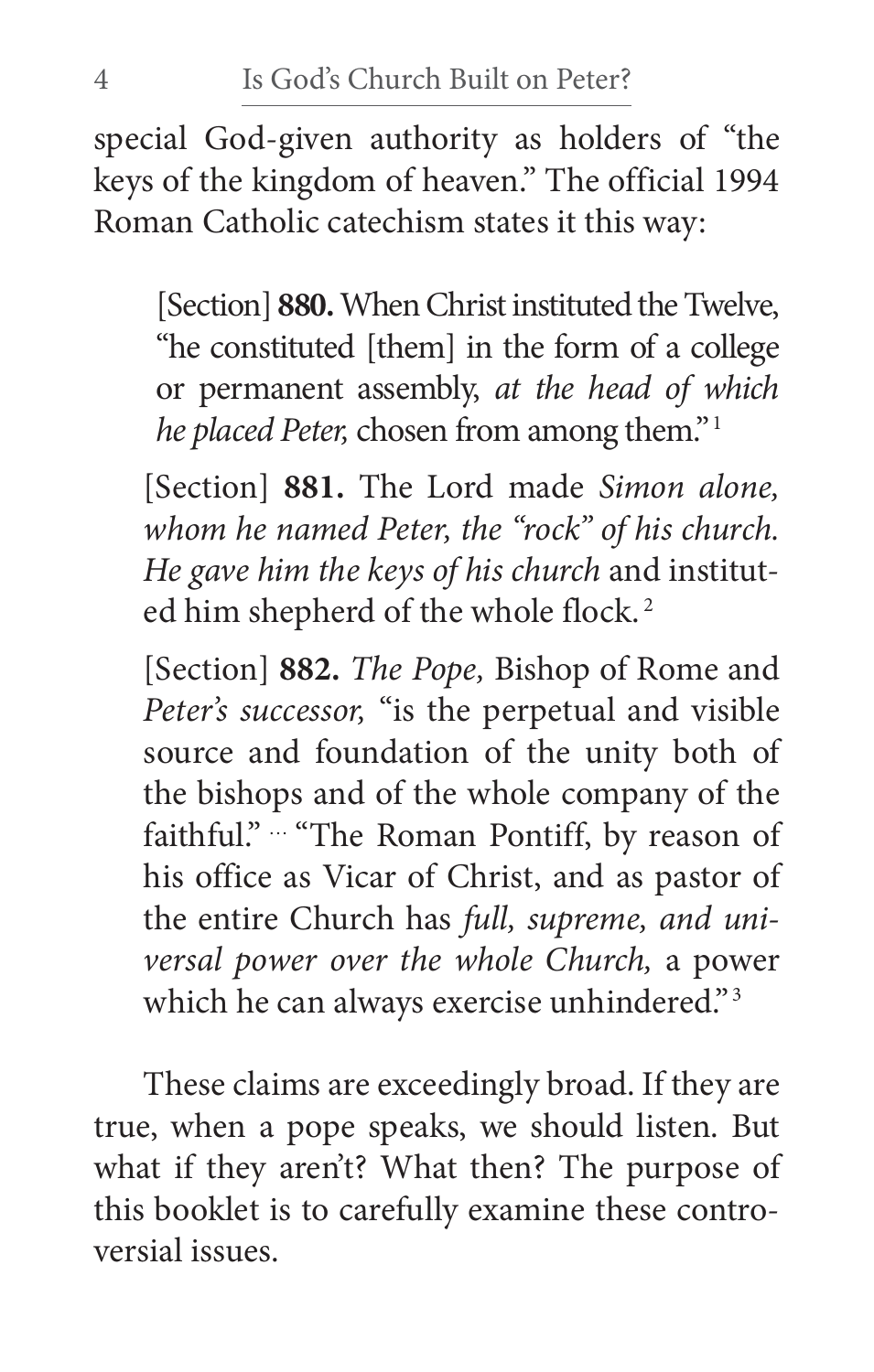special God-given authority as holders of "the keys of the kingdom of heaven." The official 1994 Roman Catholic catechism states it this way:

> [Section] **880.** When Christ instituted the Twelve, "he constituted [them] in the form of a college or permanent assembly, *at the head of which he placed Peter,* chosen from among them."[1]
>
> [Section] **881.** The Lord made *Simon alone, whom he named Peter, the "rock" of his church. He gave him the keys of his church* and instituted him shepherd of the whole flock.[2]
>
> [Section] **882.** *The Pope,* Bishop of Rome and *Peter's successor,* "is the perpetual and visible source and foundation of the unity both of the bishops and of the whole company of the faithful." … "The Roman Pontiff, by reason of his office as Vicar of Christ, and as pastor of the entire Church has *full, supreme, and universal power over the whole Church,* a power which he can always exercise unhindered."[3]

These claims are exceedingly broad. If they are true, when a pope speaks, we should listen. But what if they aren't? What then? The purpose of this booklet is to carefully examine these controversial issues.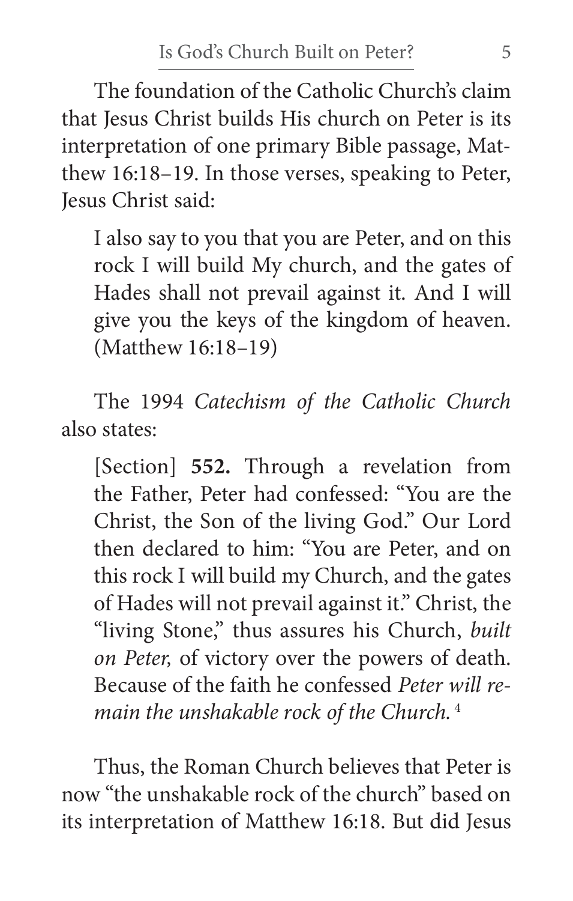The foundation of the Catholic Church's claim that Jesus Christ builds His church on Peter is its interpretation of one primary Bible passage, Matthew 16:18–19. In those verses, speaking to Peter, Jesus Christ said:

> I also say to you that you are Peter, and on this rock I will build My church, and the gates of Hades shall not prevail against it. And I will give you the keys of the kingdom of heaven. (Matthew 16:18–19)

The 1994 *Catechism of the Catholic Church* also states:

> [Section] **552.** Through a revelation from the Father, Peter had confessed: "You are the Christ, the Son of the living God." Our Lord then declared to him: "You are Peter, and on this rock I will build my Church, and the gates of Hades will not prevail against it." Christ, the "living Stone," thus assures his Church, *built on Peter,* of victory over the powers of death. Because of the faith he confessed *Peter will remain the unshakable rock of the Church.*[4]

Thus, the Roman Church believes that Peter is now "the unshakable rock of the church" based on its interpretation of Matthew 16:18. But did Jesus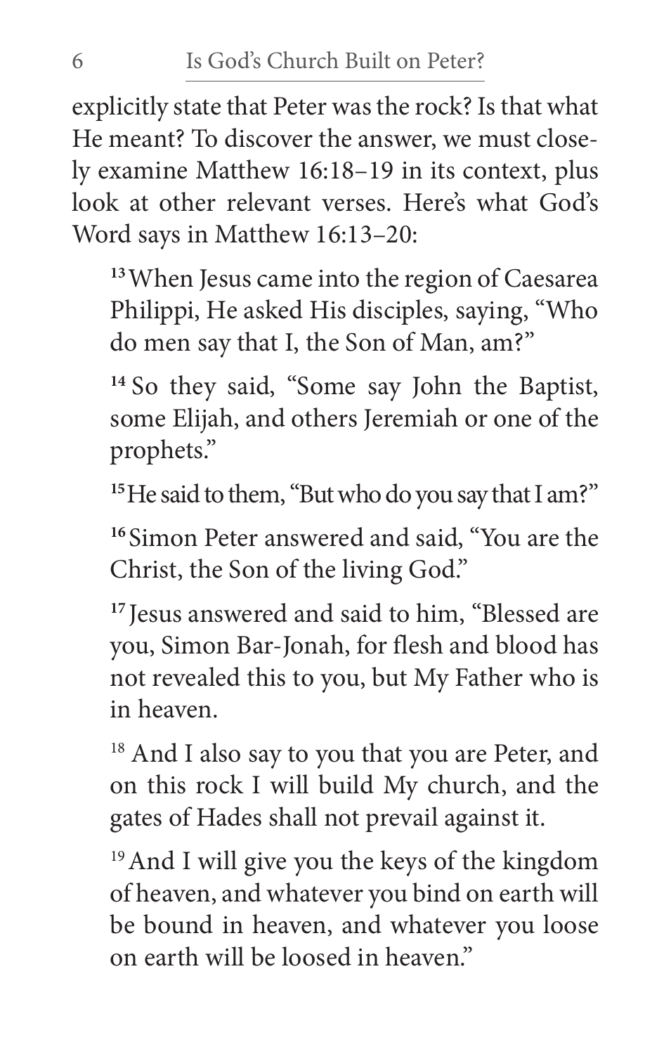explicitly state that Peter was the rock? Is that what He meant? To discover the answer, we must closely examine Matthew 16:18–19 in its context, plus look at other relevant verses. Here's what God's Word says in Matthew 16:13–20:

> [13] When Jesus came into the region of Caesarea Philippi, He asked His disciples, saying, "Who do men say that I, the Son of Man, am?"
>
> [14] So they said, "Some say John the Baptist, some Elijah, and others Jeremiah or one of the prophets."
>
> [15] He said to them, "But who do you say that I am?"
>
> [16] Simon Peter answered and said, "You are the Christ, the Son of the living God."
>
> [17] Jesus answered and said to him, "Blessed are you, Simon Bar-Jonah, for flesh and blood has not revealed this to you, but My Father who is in heaven.
>
> [18] And I also say to you that you are Peter, and on this rock I will build My church, and the gates of Hades shall not prevail against it.
>
> [19] And I will give you the keys of the kingdom of heaven, and whatever you bind on earth will be bound in heaven, and whatever you loose on earth will be loosed in heaven."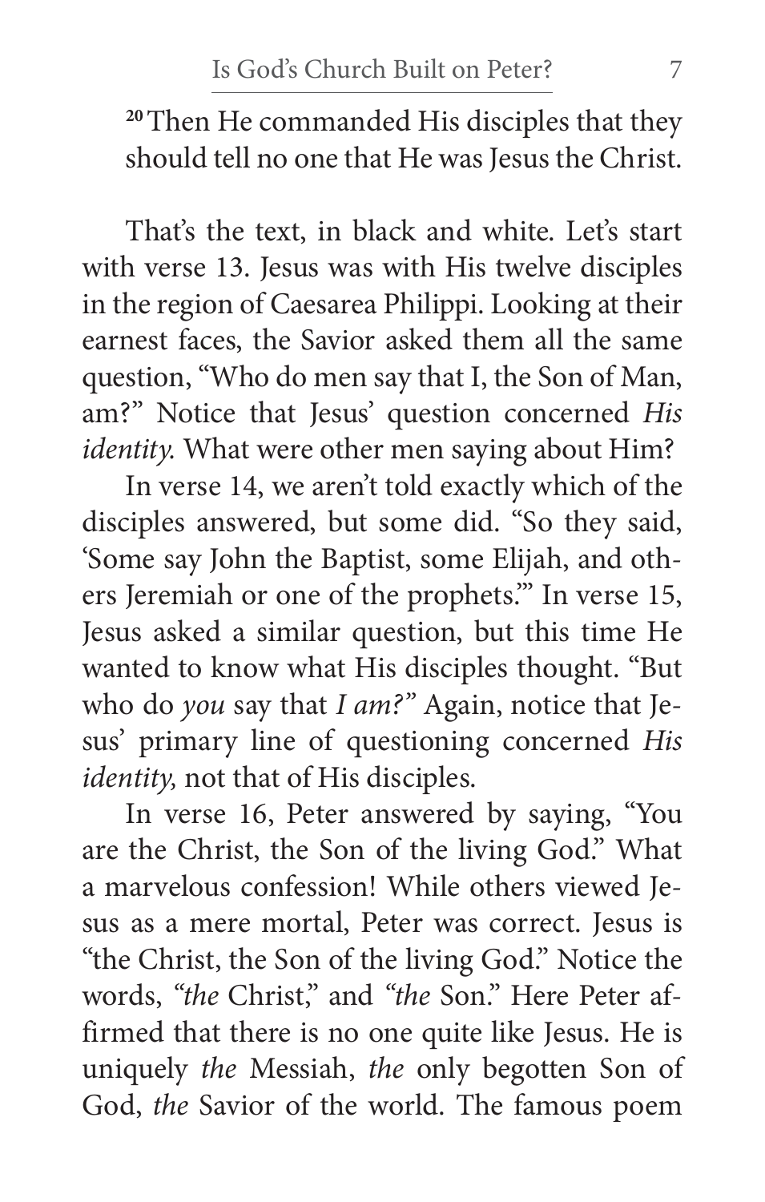[20] Then He commanded His disciples that they should tell no one that He was Jesus the Christ.

That's the text, in black and white. Let's start with verse 13. Jesus was with His twelve disciples in the region of Caesarea Philippi. Looking at their earnest faces, the Savior asked them all the same question, "Who do men say that I, the Son of Man, am?" Notice that Jesus' question concerned *His identity.* What were other men saying about Him?

In verse 14, we aren't told exactly which of the disciples answered, but some did. "So they said, 'Some say John the Baptist, some Elijah, and others Jeremiah or one of the prophets.'" In verse 15, Jesus asked a similar question, but this time He wanted to know what His disciples thought. "But who do *you* say that *I am?*" Again, notice that Jesus' primary line of questioning concerned *His identity,* not that of His disciples.

In verse 16, Peter answered by saying, "You are the Christ, the Son of the living God." What a marvelous confession! While others viewed Jesus as a mere mortal, Peter was correct. Jesus is "the Christ, the Son of the living God." Notice the words, "*the* Christ," and "*the* Son." Here Peter affirmed that there is no one quite like Jesus. He is uniquely *the* Messiah, *the* only begotten Son of God, *the* Savior of the world. The famous poem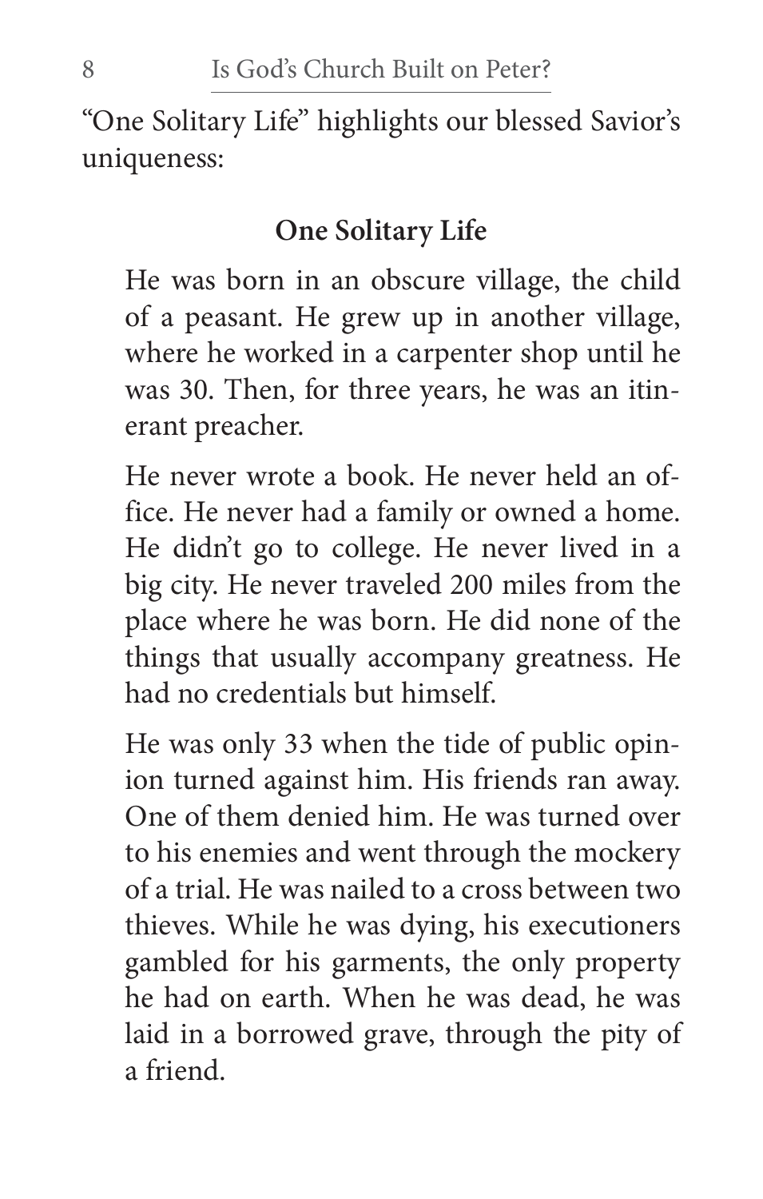"One Solitary Life" highlights our blessed Savior's uniqueness:

**One Solitary Life**

> He was born in an obscure village, the child of a peasant. He grew up in another village, where he worked in a carpenter shop until he was 30. Then, for three years, he was an itinerant preacher.
>
> He never wrote a book. He never held an office. He never had a family or owned a home. He didn't go to college. He never lived in a big city. He never traveled 200 miles from the place where he was born. He did none of the things that usually accompany greatness. He had no credentials but himself.
>
> He was only 33 when the tide of public opinion turned against him. His friends ran away. One of them denied him. He was turned over to his enemies and went through the mockery of a trial. He was nailed to a cross between two thieves. While he was dying, his executioners gambled for his garments, the only property he had on earth. When he was dead, he was laid in a borrowed grave, through the pity of a friend.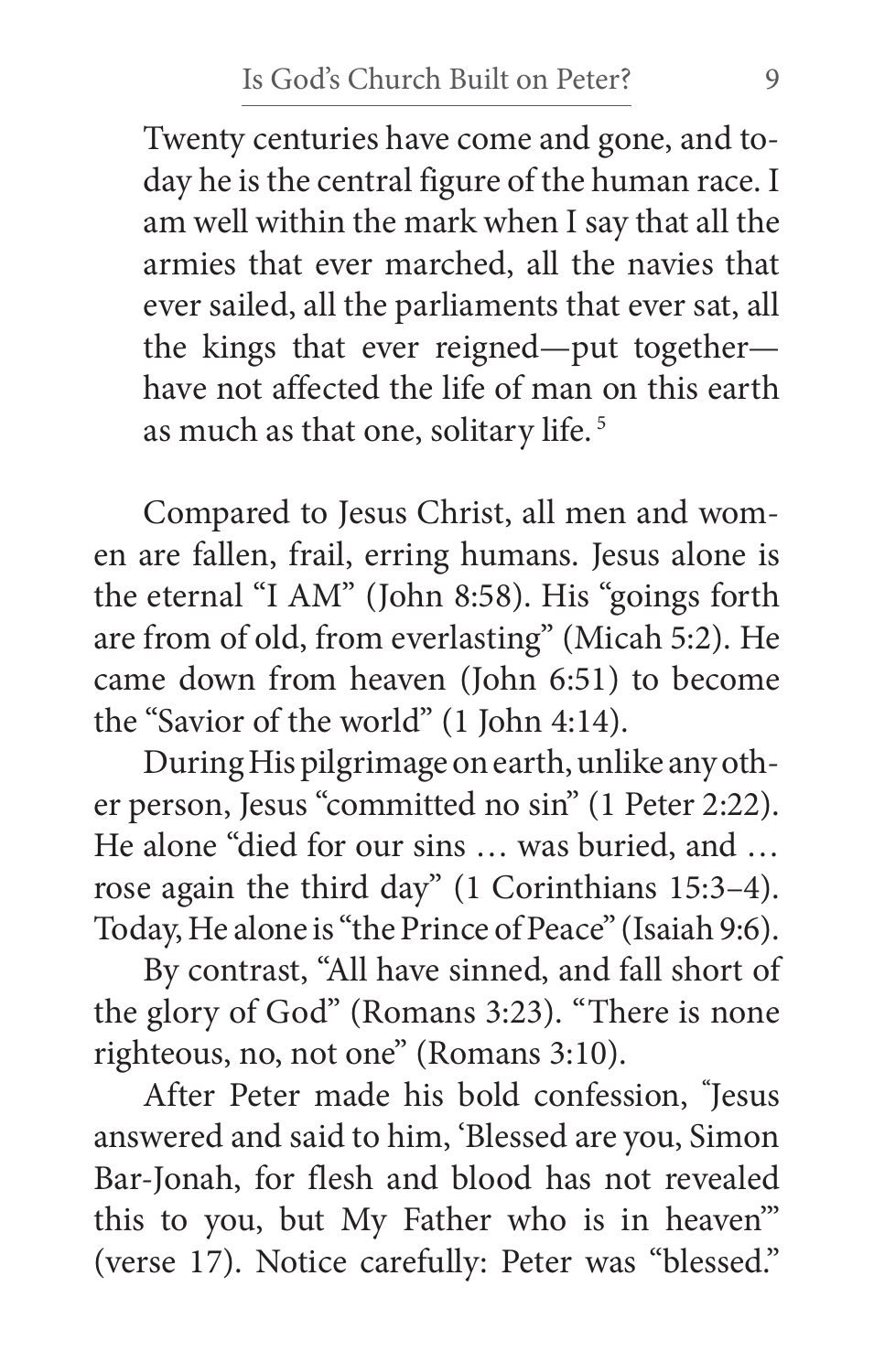> Twenty centuries have come and gone, and today he is the central figure of the human race. I am well within the mark when I say that all the armies that ever marched, all the navies that ever sailed, all the parliaments that ever sat, all the kings that ever reigned—put together—have not affected the life of man on this earth as much as that one, solitary life. [5]

Compared to Jesus Christ, all men and women are fallen, frail, erring humans. Jesus alone is the eternal "I AM" (John 8:58). His "goings forth are from of old, from everlasting" (Micah 5:2). He came down from heaven (John 6:51) to become the "Savior of the world" (1 John 4:14).

During His pilgrimage on earth, unlike any other person, Jesus "committed no sin" (1 Peter 2:22). He alone "died for our sins … was buried, and … rose again the third day" (1 Corinthians 15:3–4). Today, He alone is "the Prince of Peace" (Isaiah 9:6).

By contrast, "All have sinned, and fall short of the glory of God" (Romans 3:23). "There is none righteous, no, not one" (Romans 3:10).

After Peter made his bold confession, "Jesus answered and said to him, 'Blessed are you, Simon Bar-Jonah, for flesh and blood has not revealed this to you, but My Father who is in heaven'" (verse 17). Notice carefully: Peter was "blessed."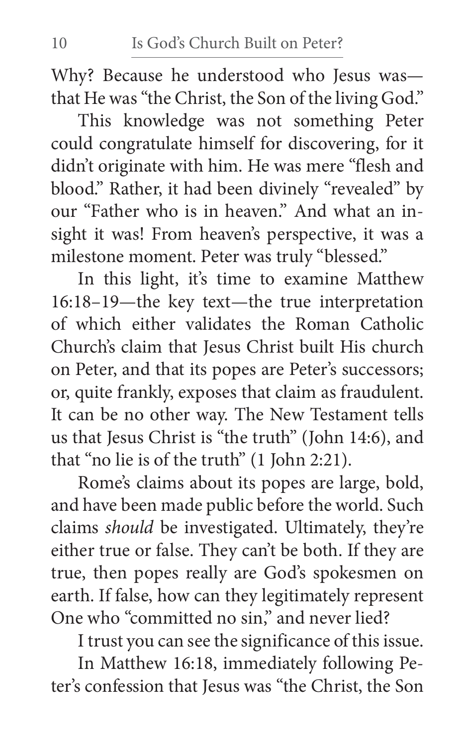Why? Because he understood who Jesus was—that He was "the Christ, the Son of the living God."

This knowledge was not something Peter could congratulate himself for discovering, for it didn't originate with him. He was mere "flesh and blood." Rather, it had been divinely "revealed" by our "Father who is in heaven." And what an insight it was! From heaven's perspective, it was a milestone moment. Peter was truly "blessed."

In this light, it's time to examine Matthew 16:18–19—the key text—the true interpretation of which either validates the Roman Catholic Church's claim that Jesus Christ built His church on Peter, and that its popes are Peter's successors; or, quite frankly, exposes that claim as fraudulent. It can be no other way. The New Testament tells us that Jesus Christ is "the truth" (John 14:6), and that "no lie is of the truth" (1 John 2:21).

Rome's claims about its popes are large, bold, and have been made public before the world. Such claims *should* be investigated. Ultimately, they're either true or false. They can't be both. If they are true, then popes really are God's spokesmen on earth. If false, how can they legitimately represent One who "committed no sin," and never lied?

I trust you can see the significance of this issue.

In Matthew 16:18, immediately following Peter's confession that Jesus was "the Christ, the Son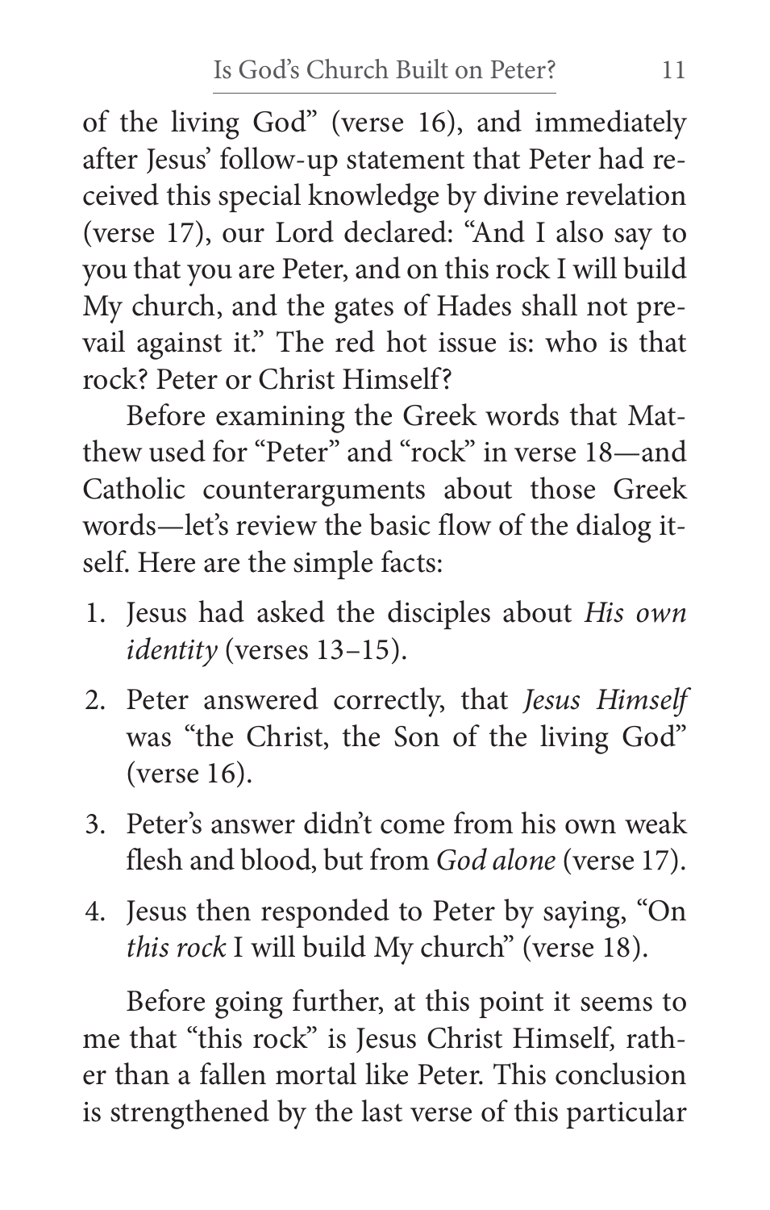of the living God" (verse 16), and immediately after Jesus' follow-up statement that Peter had received this special knowledge by divine revelation (verse 17), our Lord declared: "And I also say to you that you are Peter, and on this rock I will build My church, and the gates of Hades shall not prevail against it." The red hot issue is: who is that rock? Peter or Christ Himself?

Before examining the Greek words that Matthew used for "Peter" and "rock" in verse 18—and Catholic counterarguments about those Greek words—let's review the basic flow of the dialog itself. Here are the simple facts:

1. Jesus had asked the disciples about *His own identity* (verses 13–15).
2. Peter answered correctly, that *Jesus Himself* was "the Christ, the Son of the living God" (verse 16).
3. Peter's answer didn't come from his own weak flesh and blood, but from *God alone* (verse 17).
4. Jesus then responded to Peter by saying, "On *this rock* I will build My church" (verse 18).

Before going further, at this point it seems to me that "this rock" is Jesus Christ Himself, rather than a fallen mortal like Peter. This conclusion is strengthened by the last verse of this particular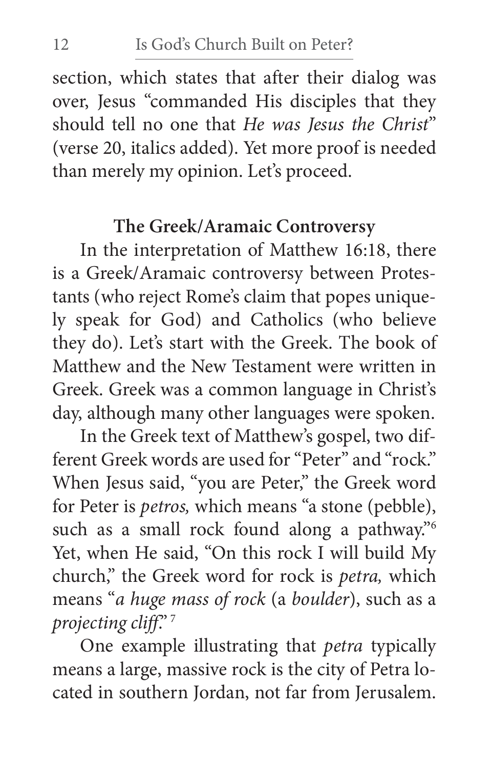section, which states that after their dialog was over, Jesus "commanded His disciples that they should tell no one that *He was Jesus the Christ*" (verse 20, italics added). Yet more proof is needed than merely my opinion. Let's proceed.

### The Greek/Aramaic Controversy

In the interpretation of Matthew 16:18, there is a Greek/Aramaic controversy between Protestants (who reject Rome's claim that popes uniquely speak for God) and Catholics (who believe they do). Let's start with the Greek. The book of Matthew and the New Testament were written in Greek. Greek was a common language in Christ's day, although many other languages were spoken.

In the Greek text of Matthew's gospel, two different Greek words are used for "Peter" and "rock." When Jesus said, "you are Peter," the Greek word for Peter is *petros,* which means "a stone (pebble), such as a small rock found along a pathway."[6] Yet, when He said, "On this rock I will build My church," the Greek word for rock is *petra,* which means "*a huge mass of rock* (a *boulder*), such as a *projecting cliff*."[7]

One example illustrating that *petra* typically means a large, massive rock is the city of Petra located in southern Jordan, not far from Jerusalem.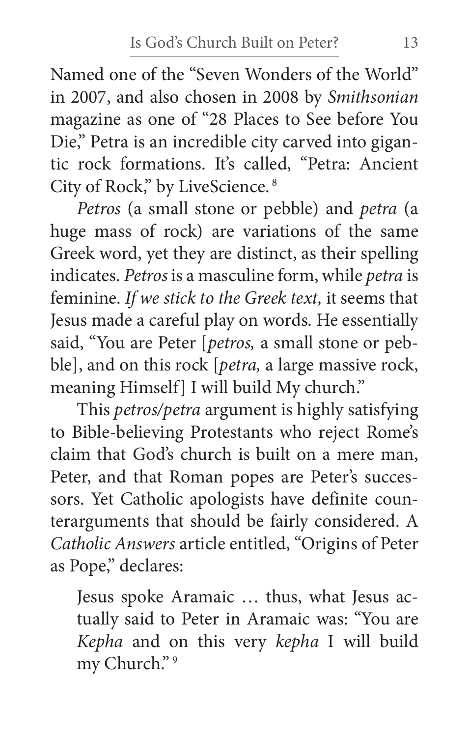Named one of the "Seven Wonders of the World" in 2007, and also chosen in 2008 by *Smithsonian* magazine as one of "28 Places to See before You Die," Petra is an incredible city carved into gigantic rock formations. It's called, "Petra: Ancient City of Rock," by LiveScience.[8]

*Petros* (a small stone or pebble) and *petra* (a huge mass of rock) are variations of the same Greek word, yet they are distinct, as their spelling indicates. *Petros* is a masculine form, while *petra* is feminine. *If we stick to the Greek text,* it seems that Jesus made a careful play on words. He essentially said, "You are Peter [*petros,* a small stone or pebble], and on this rock [*petra,* a large massive rock, meaning Himself] I will build My church."

This *petros/petra* argument is highly satisfying to Bible-believing Protestants who reject Rome's claim that God's church is built on a mere man, Peter, and that Roman popes are Peter's successors. Yet Catholic apologists have definite counterarguments that should be fairly considered. A *Catholic Answers* article entitled, "Origins of Peter as Pope," declares:

> Jesus spoke Aramaic … thus, what Jesus actually said to Peter in Aramaic was: "You are *Kepha* and on this very *kepha* I will build my Church."[9]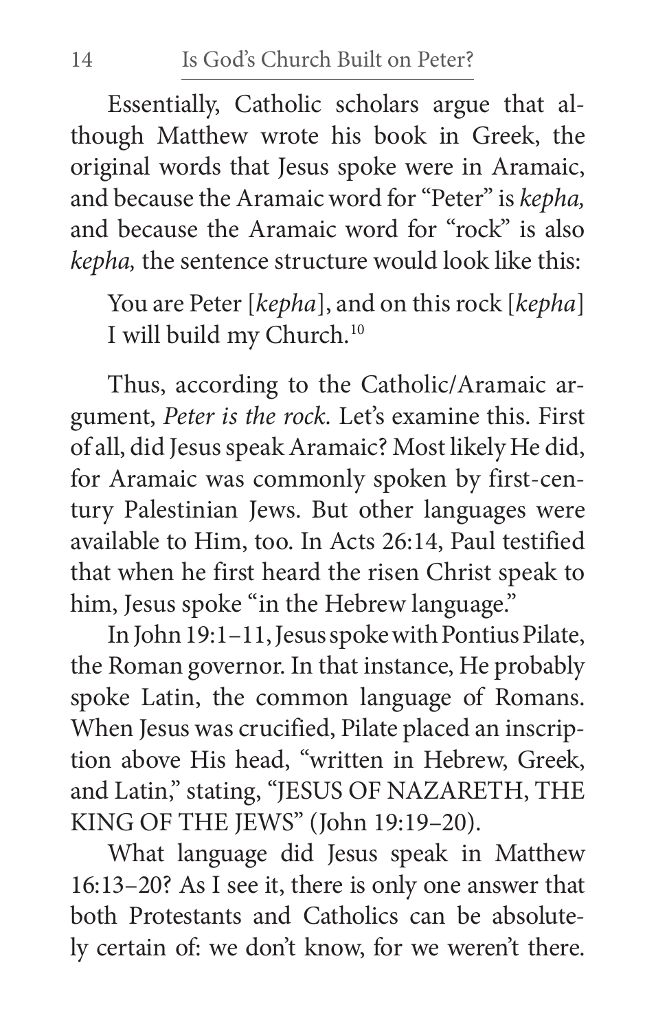Essentially, Catholic scholars argue that although Matthew wrote his book in Greek, the original words that Jesus spoke were in Aramaic, and because the Aramaic word for "Peter" is *kepha,* and because the Aramaic word for "rock" is also *kepha,* the sentence structure would look like this:

> You are Peter [*kepha*], and on this rock [*kepha*] I will build my Church.[10]

Thus, according to the Catholic/Aramaic argument, *Peter is the rock.* Let's examine this. First of all, did Jesus speak Aramaic? Most likely He did, for Aramaic was commonly spoken by first-century Palestinian Jews. But other languages were available to Him, too. In Acts 26:14, Paul testified that when he first heard the risen Christ speak to him, Jesus spoke "in the Hebrew language."

In John 19:1–11, Jesus spoke with Pontius Pilate, the Roman governor. In that instance, He probably spoke Latin, the common language of Romans. When Jesus was crucified, Pilate placed an inscription above His head, "written in Hebrew, Greek, and Latin," stating, "JESUS OF NAZARETH, THE KING OF THE JEWS" (John 19:19–20).

What language did Jesus speak in Matthew 16:13–20? As I see it, there is only one answer that both Protestants and Catholics can be absolutely certain of: we don't know, for we weren't there.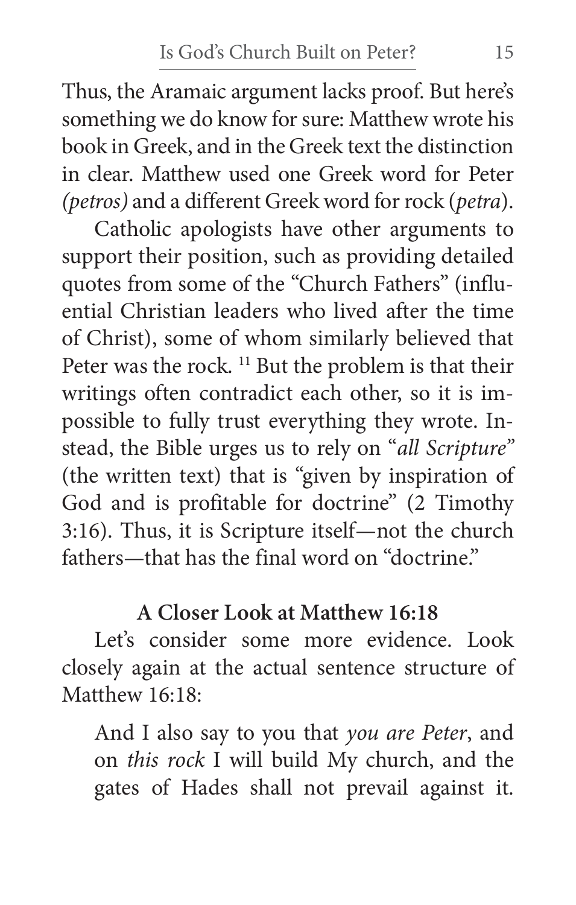Thus, the Aramaic argument lacks proof. But here's something we do know for sure: Matthew wrote his book in Greek, and in the Greek text the distinction in clear. Matthew used one Greek word for Peter *(petros)* and a different Greek word for rock (*petra*).

Catholic apologists have other arguments to support their position, such as providing detailed quotes from some of the "Church Fathers" (influential Christian leaders who lived after the time of Christ), some of whom similarly believed that Peter was the rock. [11] But the problem is that their writings often contradict each other, so it is impossible to fully trust everything they wrote. Instead, the Bible urges us to rely on "*all Scripture*" (the written text) that is "given by inspiration of God and is profitable for doctrine" (2 Timothy 3:16). Thus, it is Scripture itself—not the church fathers—that has the final word on "doctrine."

### A Closer Look at Matthew 16:18

Let's consider some more evidence. Look closely again at the actual sentence structure of Matthew 16:18:

> And I also say to you that *you are Peter*, and on *this rock* I will build My church, and the gates of Hades shall not prevail against it.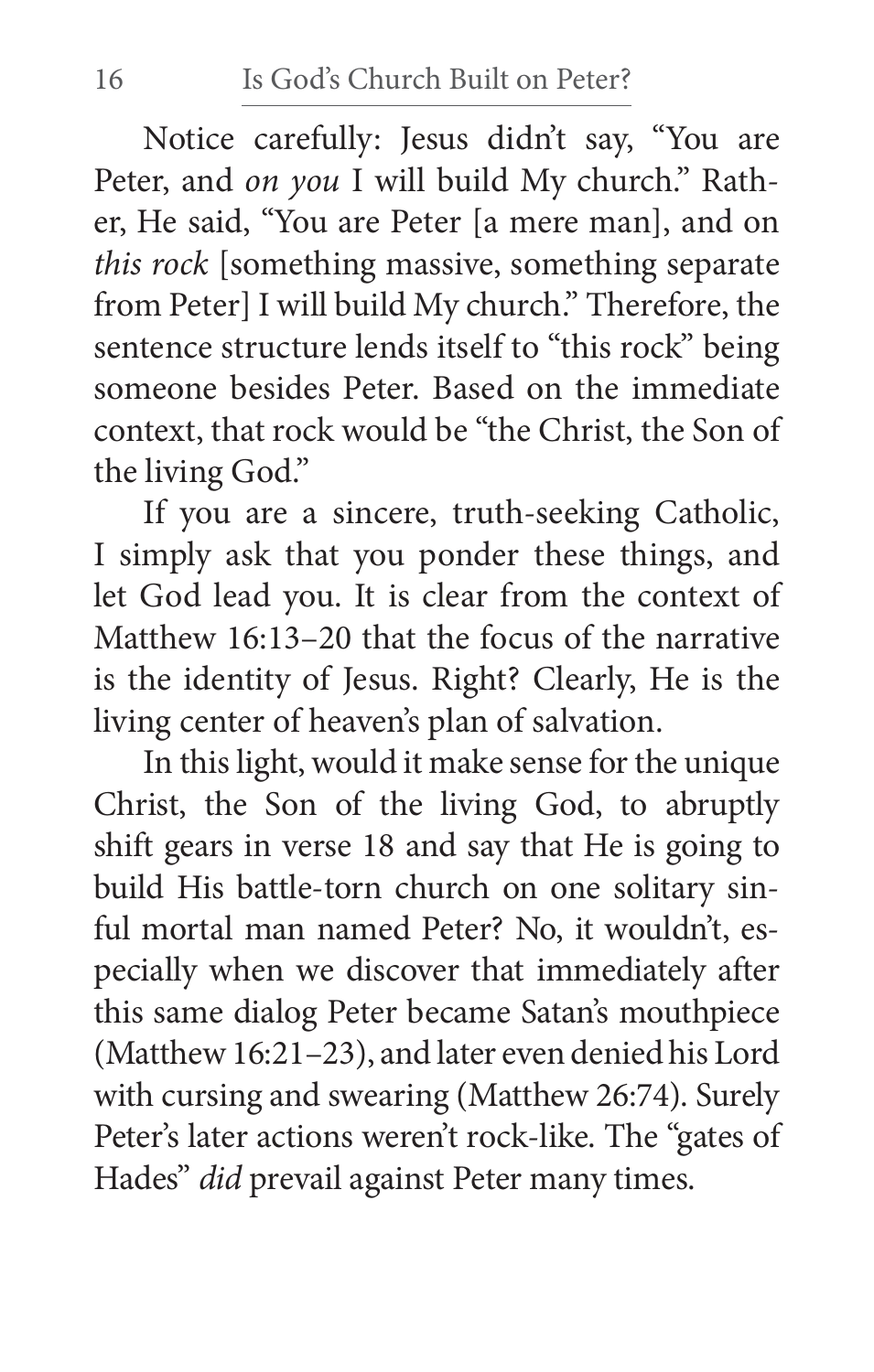Notice carefully: Jesus didn't say, "You are Peter, and *on you* I will build My church." Rather, He said, "You are Peter [a mere man], and on *this rock* [something massive, something separate from Peter] I will build My church." Therefore, the sentence structure lends itself to "this rock" being someone besides Peter. Based on the immediate context, that rock would be "the Christ, the Son of the living God."

If you are a sincere, truth-seeking Catholic, I simply ask that you ponder these things, and let God lead you. It is clear from the context of Matthew 16:13–20 that the focus of the narrative is the identity of Jesus. Right? Clearly, He is the living center of heaven's plan of salvation.

In this light, would it make sense for the unique Christ, the Son of the living God, to abruptly shift gears in verse 18 and say that He is going to build His battle-torn church on one solitary sinful mortal man named Peter? No, it wouldn't, especially when we discover that immediately after this same dialog Peter became Satan's mouthpiece (Matthew 16:21–23), and later even denied his Lord with cursing and swearing (Matthew 26:74). Surely Peter's later actions weren't rock-like. The "gates of Hades" *did* prevail against Peter many times.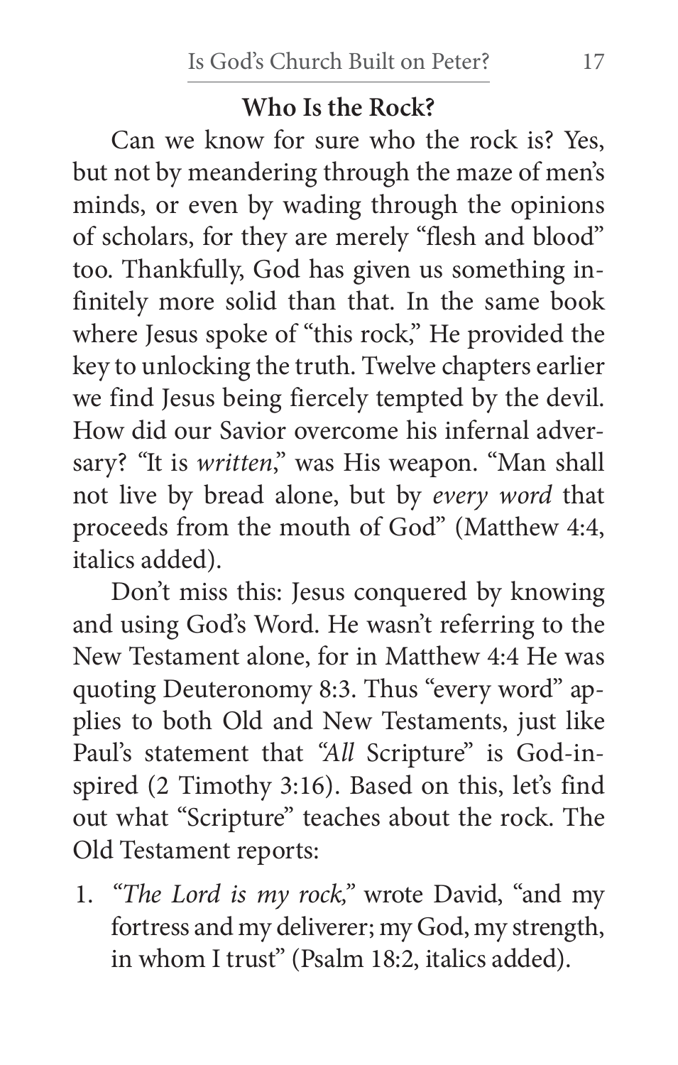### Who Is the Rock?

Can we know for sure who the rock is? Yes, but not by meandering through the maze of men's minds, or even by wading through the opinions of scholars, for they are merely "flesh and blood" too. Thankfully, God has given us something infinitely more solid than that. In the same book where Jesus spoke of "this rock," He provided the key to unlocking the truth. Twelve chapters earlier we find Jesus being fiercely tempted by the devil. How did our Savior overcome his infernal adversary? "It is *written*," was His weapon. "Man shall not live by bread alone, but by *every word* that proceeds from the mouth of God" (Matthew 4:4, italics added).

Don't miss this: Jesus conquered by knowing and using God's Word. He wasn't referring to the New Testament alone, for in Matthew 4:4 He was quoting Deuteronomy 8:3. Thus "every word" applies to both Old and New Testaments, just like Paul's statement that "*All* Scripture" is God-inspired (2 Timothy 3:16). Based on this, let's find out what "Scripture" teaches about the rock. The Old Testament reports:

1. "*The Lord is my rock,*" wrote David, "and my fortress and my deliverer; my God, my strength, in whom I trust" (Psalm 18:2, italics added).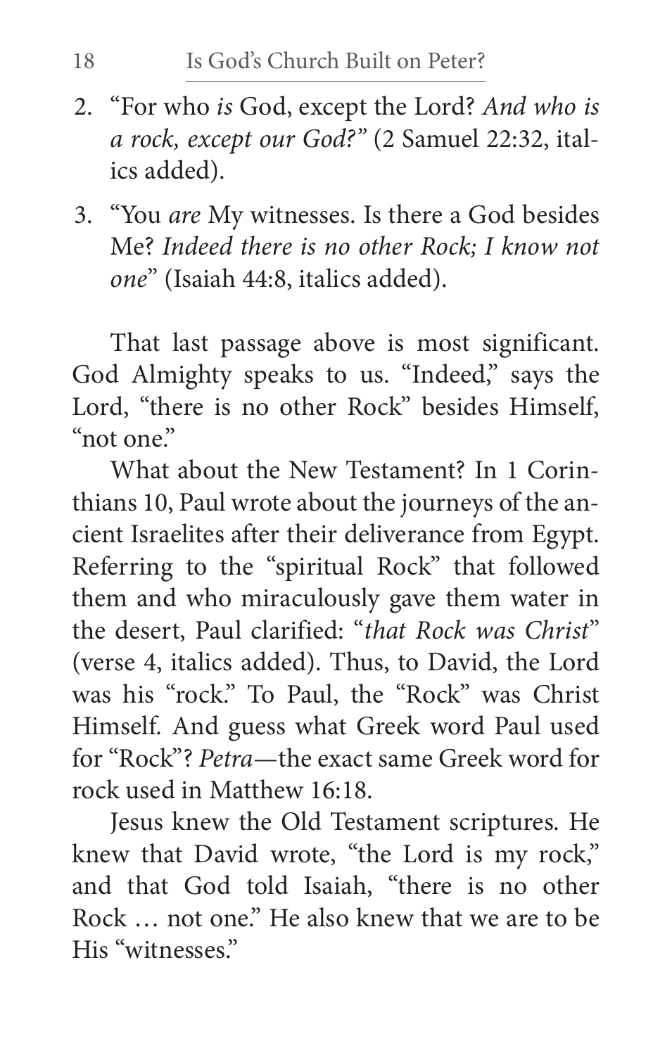2. "For who *is* God, except the Lord? *And who is a rock, except our God?*" (2 Samuel 22:32, italics added).

3. "You *are* My witnesses. Is there a God besides Me? *Indeed there is no other Rock; I know not one*" (Isaiah 44:8, italics added).

That last passage above is most significant. God Almighty speaks to us. "Indeed," says the Lord, "there is no other Rock" besides Himself, "not one."

What about the New Testament? In 1 Corinthians 10, Paul wrote about the journeys of the ancient Israelites after their deliverance from Egypt. Referring to the "spiritual Rock" that followed them and who miraculously gave them water in the desert, Paul clarified: "*that Rock was Christ*" (verse 4, italics added). Thus, to David, the Lord was his "rock." To Paul, the "Rock" was Christ Himself. And guess what Greek word Paul used for "Rock"? *Petra*—the exact same Greek word for rock used in Matthew 16:18.

Jesus knew the Old Testament scriptures. He knew that David wrote, "the Lord is my rock," and that God told Isaiah, "there is no other Rock … not one." He also knew that we are to be His "witnesses."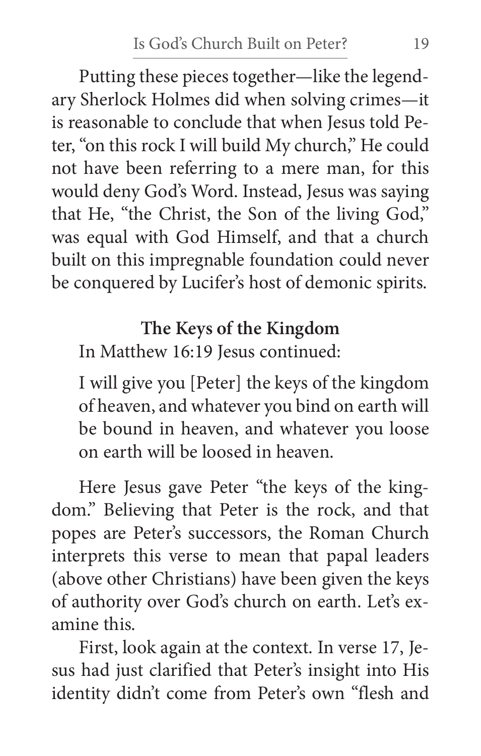Putting these pieces together—like the legendary Sherlock Holmes did when solving crimes—it is reasonable to conclude that when Jesus told Peter, "on this rock I will build My church," He could not have been referring to a mere man, for this would deny God's Word. Instead, Jesus was saying that He, "the Christ, the Son of the living God," was equal with God Himself, and that a church built on this impregnable foundation could never be conquered by Lucifer's host of demonic spirits.

**The Keys of the Kingdom**

In Matthew 16:19 Jesus continued:

> I will give you [Peter] the keys of the kingdom of heaven, and whatever you bind on earth will be bound in heaven, and whatever you loose on earth will be loosed in heaven.

Here Jesus gave Peter "the keys of the kingdom." Believing that Peter is the rock, and that popes are Peter's successors, the Roman Church interprets this verse to mean that papal leaders (above other Christians) have been given the keys of authority over God's church on earth. Let's examine this.

First, look again at the context. In verse 17, Jesus had just clarified that Peter's insight into His identity didn't come from Peter's own "flesh and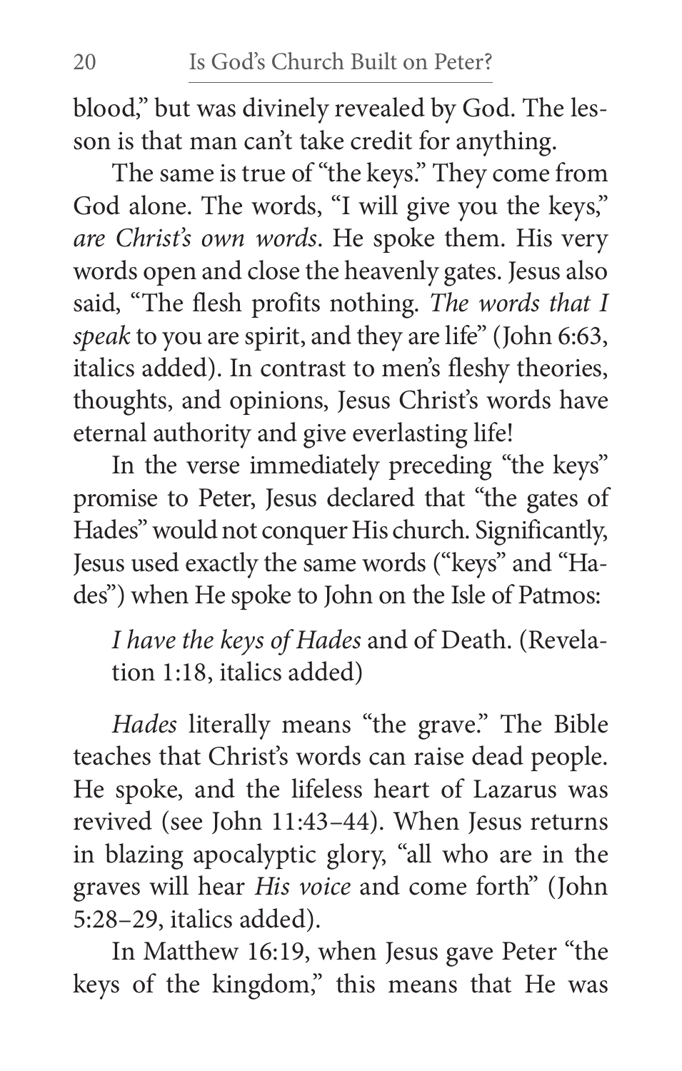blood," but was divinely revealed by God. The lesson is that man can't take credit for anything.

The same is true of "the keys." They come from God alone. The words, "I will give you the keys," *are Christ's own words*. He spoke them. His very words open and close the heavenly gates. Jesus also said, "The flesh profits nothing. *The words that I speak* to you are spirit, and they are life" (John 6:63, italics added). In contrast to men's fleshy theories, thoughts, and opinions, Jesus Christ's words have eternal authority and give everlasting life!

In the verse immediately preceding "the keys" promise to Peter, Jesus declared that "the gates of Hades" would not conquer His church. Significantly, Jesus used exactly the same words ("keys" and "Hades") when He spoke to John on the Isle of Patmos:

> *I have the keys of Hades* and of Death. (Revelation 1:18, italics added)

*Hades* literally means "the grave." The Bible teaches that Christ's words can raise dead people. He spoke, and the lifeless heart of Lazarus was revived (see John 11:43–44). When Jesus returns in blazing apocalyptic glory, "all who are in the graves will hear *His voice* and come forth" (John 5:28–29, italics added).

In Matthew 16:19, when Jesus gave Peter "the keys of the kingdom," this means that He was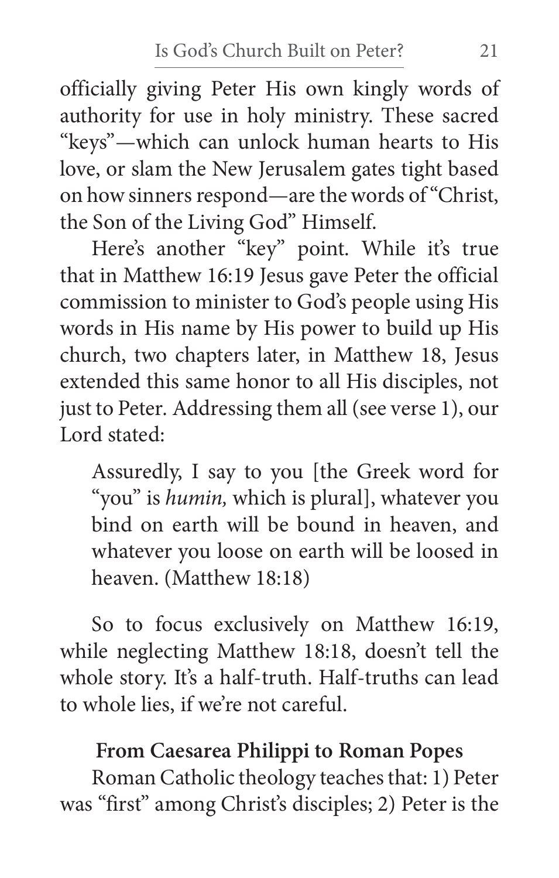officially giving Peter His own kingly words of authority for use in holy ministry. These sacred "keys"—which can unlock human hearts to His love, or slam the New Jerusalem gates tight based on how sinners respond—are the words of "Christ, the Son of the Living God" Himself.

Here's another "key" point. While it's true that in Matthew 16:19 Jesus gave Peter the official commission to minister to God's people using His words in His name by His power to build up His church, two chapters later, in Matthew 18, Jesus extended this same honor to all His disciples, not just to Peter. Addressing them all (see verse 1), our Lord stated:

> Assuredly, I say to you [the Greek word for "you" is *humin,* which is plural], whatever you bind on earth will be bound in heaven, and whatever you loose on earth will be loosed in heaven. (Matthew 18:18)

So to focus exclusively on Matthew 16:19, while neglecting Matthew 18:18, doesn't tell the whole story. It's a half-truth. Half-truths can lead to whole lies, if we're not careful.

### From Caesarea Philippi to Roman Popes

Roman Catholic theology teaches that: 1) Peter was "first" among Christ's disciples; 2) Peter is the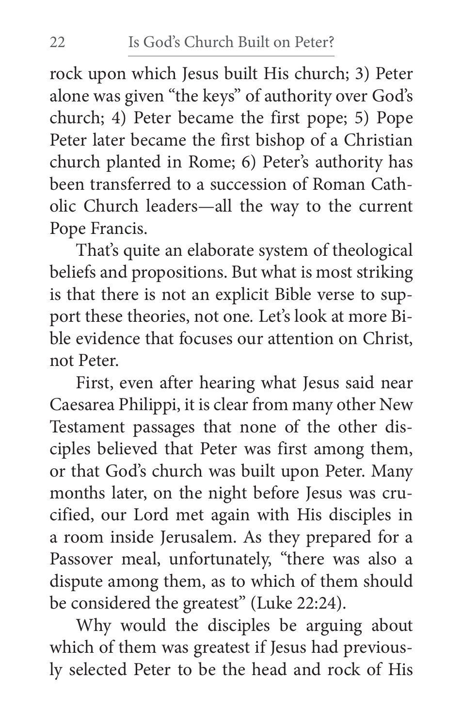rock upon which Jesus built His church; 3) Peter alone was given "the keys" of authority over God's church; 4) Peter became the first pope; 5) Pope Peter later became the first bishop of a Christian church planted in Rome; 6) Peter's authority has been transferred to a succession of Roman Catholic Church leaders—all the way to the current Pope Francis.

That's quite an elaborate system of theological beliefs and propositions. But what is most striking is that there is not an explicit Bible verse to support these theories, not one. Let's look at more Bible evidence that focuses our attention on Christ, not Peter.

First, even after hearing what Jesus said near Caesarea Philippi, it is clear from many other New Testament passages that none of the other disciples believed that Peter was first among them, or that God's church was built upon Peter. Many months later, on the night before Jesus was crucified, our Lord met again with His disciples in a room inside Jerusalem. As they prepared for a Passover meal, unfortunately, "there was also a dispute among them, as to which of them should be considered the greatest" (Luke 22:24).

Why would the disciples be arguing about which of them was greatest if Jesus had previously selected Peter to be the head and rock of His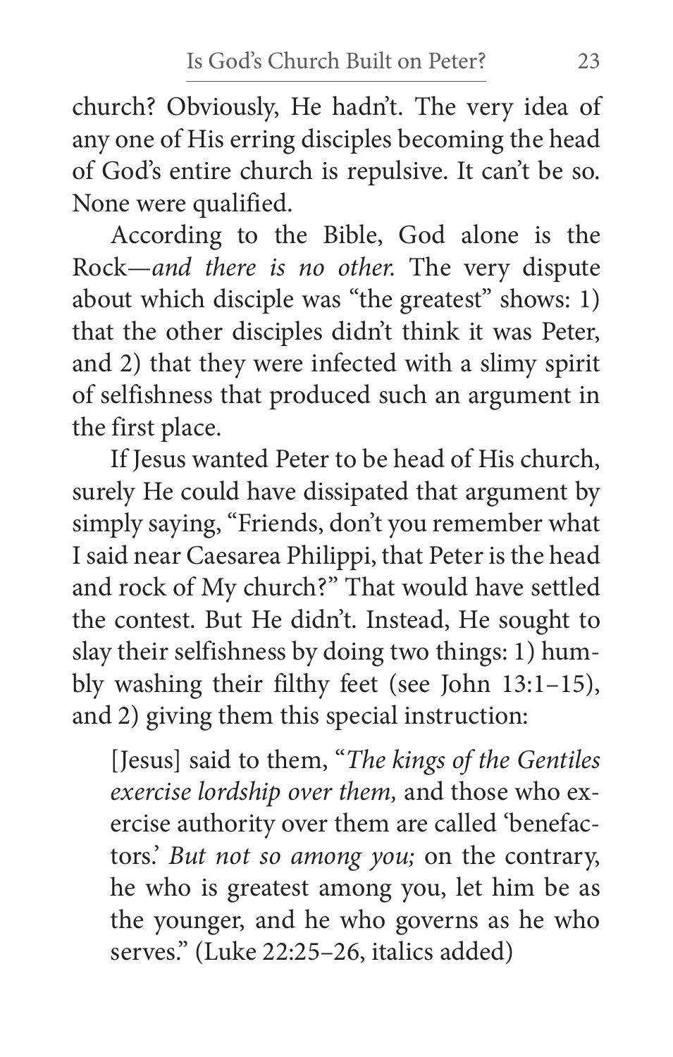church? Obviously, He hadn't. The very idea of any one of His erring disciples becoming the head of God's entire church is repulsive. It can't be so. None were qualified.

According to the Bible, God alone is the Rock—*and there is no other.* The very dispute about which disciple was "the greatest" shows: 1) that the other disciples didn't think it was Peter, and 2) that they were infected with a slimy spirit of selfishness that produced such an argument in the first place.

If Jesus wanted Peter to be head of His church, surely He could have dissipated that argument by simply saying, "Friends, don't you remember what I said near Caesarea Philippi, that Peter is the head and rock of My church?" That would have settled the contest. But He didn't. Instead, He sought to slay their selfishness by doing two things: 1) humbly washing their filthy feet (see John 13:1–15), and 2) giving them this special instruction:

> [Jesus] said to them, "*The kings of the Gentiles exercise lordship over them,* and those who exercise authority over them are called 'benefactors.' *But not so among you;* on the contrary, he who is greatest among you, let him be as the younger, and he who governs as he who serves." (Luke 22:25–26, italics added)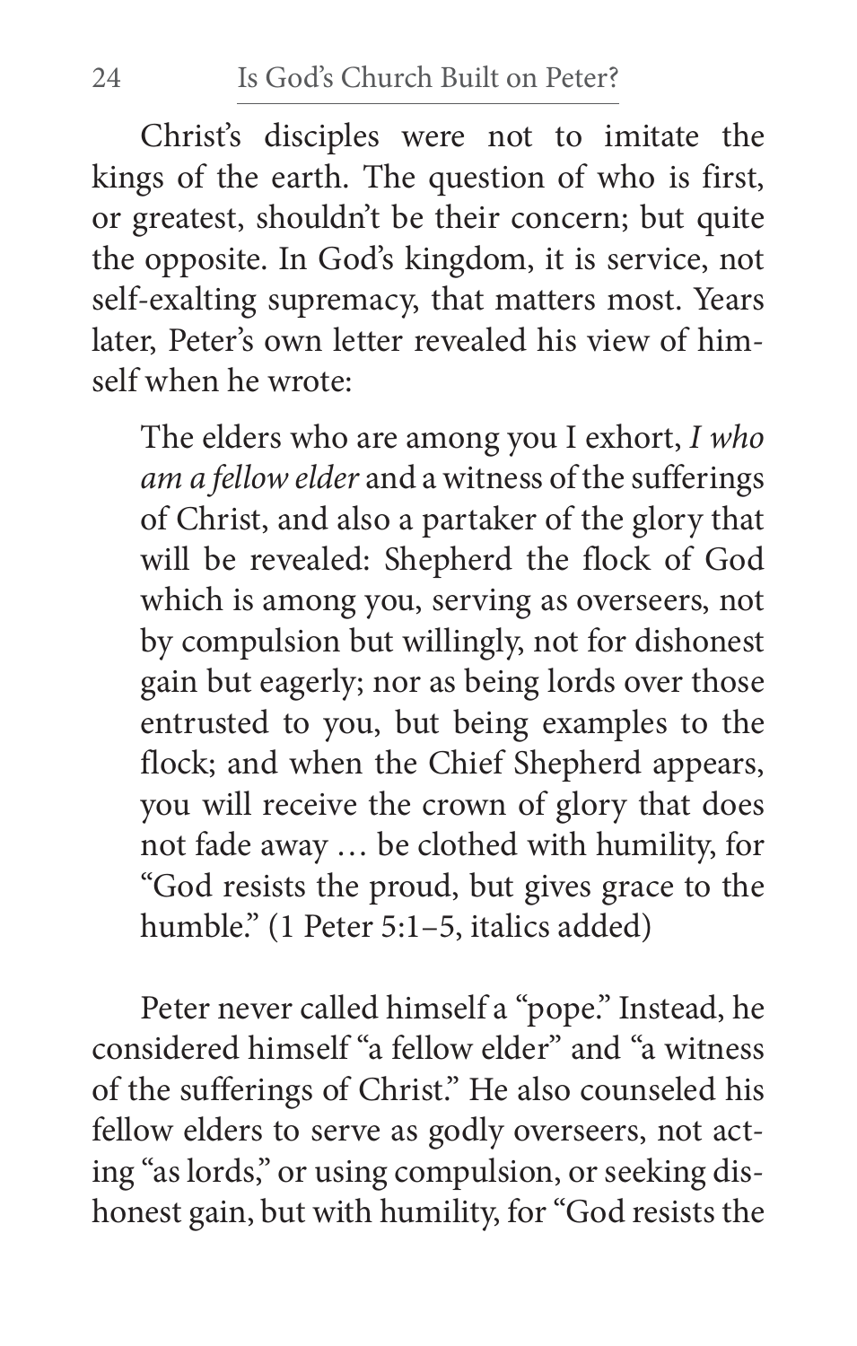Christ's disciples were not to imitate the kings of the earth. The question of who is first, or greatest, shouldn't be their concern; but quite the opposite. In God's kingdom, it is service, not self-exalting supremacy, that matters most. Years later, Peter's own letter revealed his view of himself when he wrote:

> The elders who are among you I exhort, *I who am a fellow elder* and a witness of the sufferings of Christ, and also a partaker of the glory that will be revealed: Shepherd the flock of God which is among you, serving as overseers, not by compulsion but willingly, not for dishonest gain but eagerly; nor as being lords over those entrusted to you, but being examples to the flock; and when the Chief Shepherd appears, you will receive the crown of glory that does not fade away … be clothed with humility, for "God resists the proud, but gives grace to the humble." (1 Peter 5:1–5, italics added)

Peter never called himself a "pope." Instead, he considered himself "a fellow elder" and "a witness of the sufferings of Christ." He also counseled his fellow elders to serve as godly overseers, not acting "as lords," or using compulsion, or seeking dishonest gain, but with humility, for "God resists the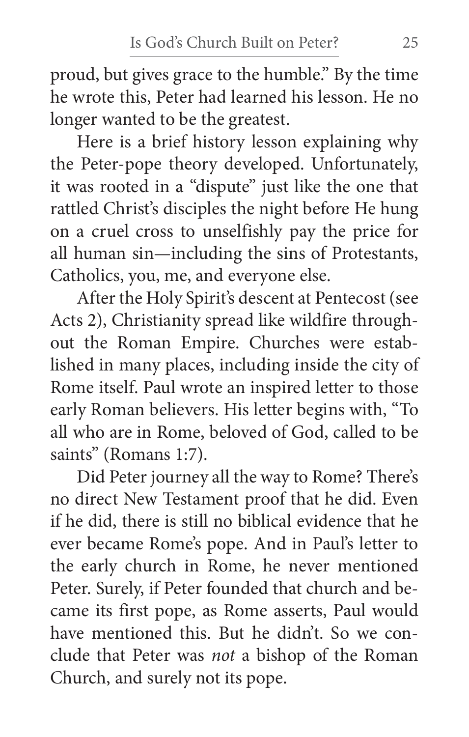proud, but gives grace to the humble." By the time he wrote this, Peter had learned his lesson. He no longer wanted to be the greatest.

Here is a brief history lesson explaining why the Peter-pope theory developed. Unfortunately, it was rooted in a "dispute" just like the one that rattled Christ's disciples the night before He hung on a cruel cross to unselfishly pay the price for all human sin—including the sins of Protestants, Catholics, you, me, and everyone else.

After the Holy Spirit's descent at Pentecost (see Acts 2), Christianity spread like wildfire throughout the Roman Empire. Churches were established in many places, including inside the city of Rome itself. Paul wrote an inspired letter to those early Roman believers. His letter begins with, "To all who are in Rome, beloved of God, called to be saints" (Romans 1:7).

Did Peter journey all the way to Rome? There's no direct New Testament proof that he did. Even if he did, there is still no biblical evidence that he ever became Rome's pope. And in Paul's letter to the early church in Rome, he never mentioned Peter. Surely, if Peter founded that church and became its first pope, as Rome asserts, Paul would have mentioned this. But he didn't. So we conclude that Peter was *not* a bishop of the Roman Church, and surely not its pope.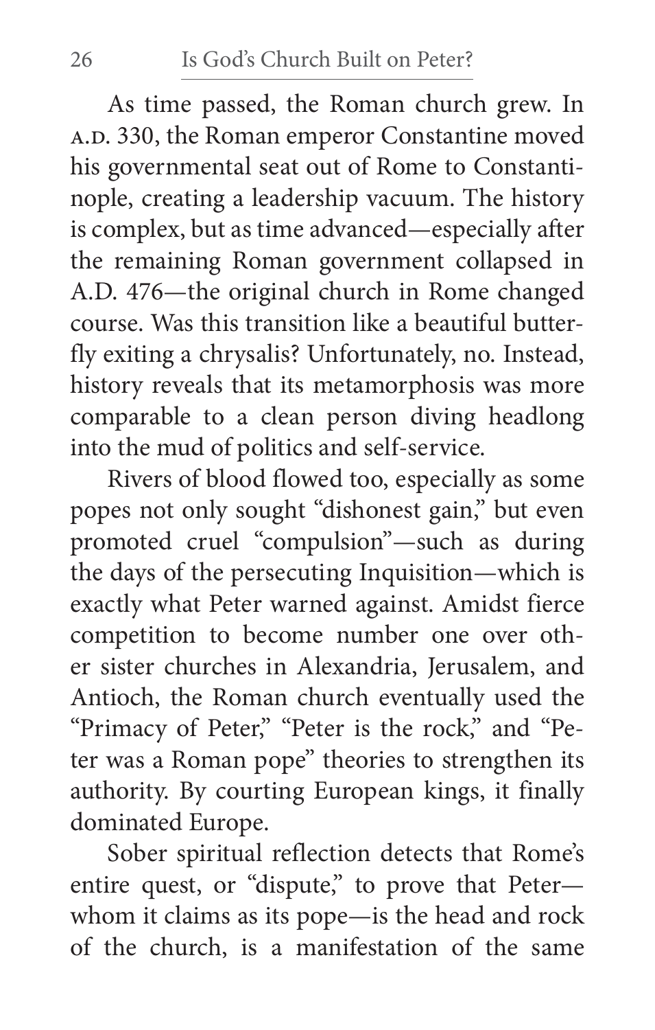As time passed, the Roman church grew. In A.D. 330, the Roman emperor Constantine moved his governmental seat out of Rome to Constantinople, creating a leadership vacuum. The history is complex, but as time advanced—especially after the remaining Roman government collapsed in A.D. 476—the original church in Rome changed course. Was this transition like a beautiful butterfly exiting a chrysalis? Unfortunately, no. Instead, history reveals that its metamorphosis was more comparable to a clean person diving headlong into the mud of politics and self-service.

Rivers of blood flowed too, especially as some popes not only sought "dishonest gain," but even promoted cruel "compulsion"—such as during the days of the persecuting Inquisition—which is exactly what Peter warned against. Amidst fierce competition to become number one over other sister churches in Alexandria, Jerusalem, and Antioch, the Roman church eventually used the "Primacy of Peter," "Peter is the rock," and "Peter was a Roman pope" theories to strengthen its authority. By courting European kings, it finally dominated Europe.

Sober spiritual reflection detects that Rome's entire quest, or "dispute," to prove that Peter—whom it claims as its pope—is the head and rock of the church, is a manifestation of the same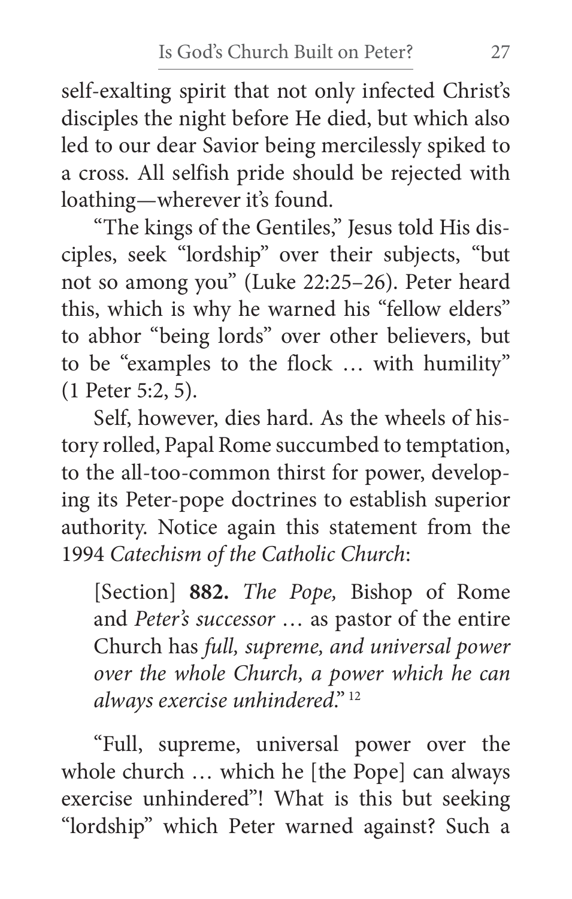self-exalting spirit that not only infected Christ's disciples the night before He died, but which also led to our dear Savior being mercilessly spiked to a cross. All selfish pride should be rejected with loathing—wherever it's found.

"The kings of the Gentiles," Jesus told His disciples, seek "lordship" over their subjects, "but not so among you" (Luke 22:25–26). Peter heard this, which is why he warned his "fellow elders" to abhor "being lords" over other believers, but to be "examples to the flock … with humility" (1 Peter 5:2, 5).

Self, however, dies hard. As the wheels of history rolled, Papal Rome succumbed to temptation, to the all-too-common thirst for power, developing its Peter-pope doctrines to establish superior authority. Notice again this statement from the 1994 *Catechism of the Catholic Church*:

> [Section] **882.** *The Pope,* Bishop of Rome and *Peter's successor* … as pastor of the entire Church has *full, supreme, and universal power over the whole Church, a power which he can always exercise unhindered*."[12]

"Full, supreme, universal power over the whole church … which he [the Pope] can always exercise unhindered"! What is this but seeking "lordship" which Peter warned against? Such a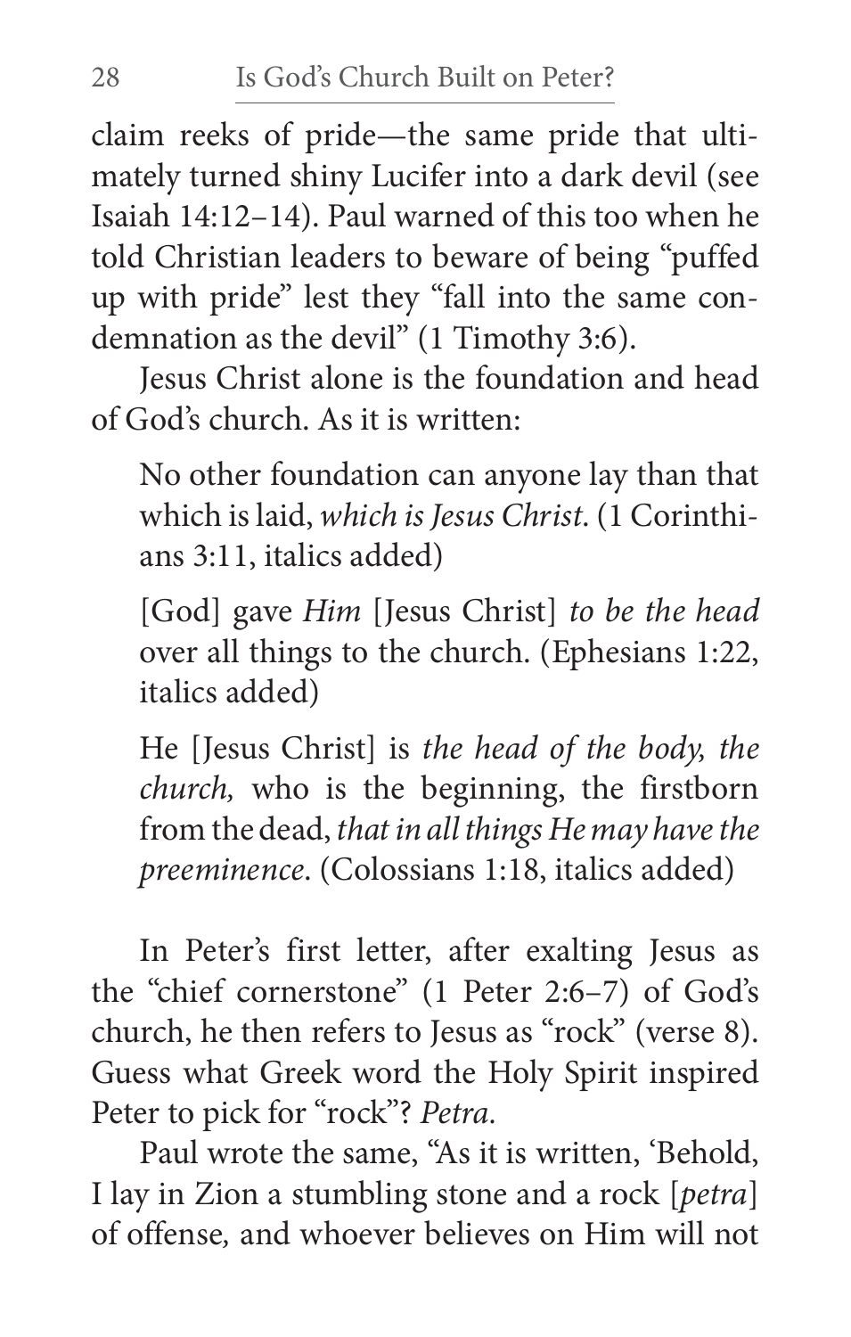claim reeks of pride—the same pride that ultimately turned shiny Lucifer into a dark devil (see Isaiah 14:12–14). Paul warned of this too when he told Christian leaders to beware of being "puffed up with pride" lest they "fall into the same condemnation as the devil" (1 Timothy 3:6).

Jesus Christ alone is the foundation and head of God's church. As it is written:

> No other foundation can anyone lay than that which is laid, *which is Jesus Christ*. (1 Corinthians 3:11, italics added)
>
> [God] gave *Him* [Jesus Christ] *to be the head* over all things to the church. (Ephesians 1:22, italics added)
>
> He [Jesus Christ] is *the head of the body, the church,* who is the beginning, the firstborn from the dead, *that in all things He may have the preeminence*. (Colossians 1:18, italics added)

In Peter's first letter, after exalting Jesus as the "chief cornerstone" (1 Peter 2:6–7) of God's church, he then refers to Jesus as "rock" (verse 8). Guess what Greek word the Holy Spirit inspired Peter to pick for "rock"? *Petra*.

Paul wrote the same, "As it is written, 'Behold, I lay in Zion a stumbling stone and a rock [*petra*] of offense, and whoever believes on Him will not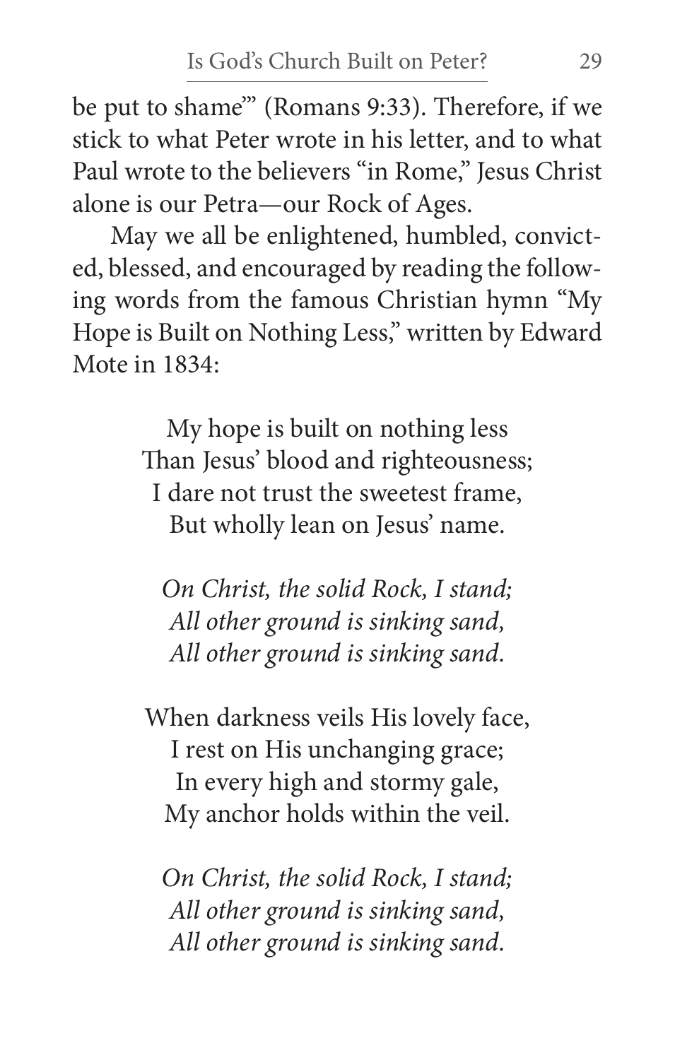be put to shame'" (Romans 9:33). Therefore, if we stick to what Peter wrote in his letter, and to what Paul wrote to the believers "in Rome," Jesus Christ alone is our Petra—our Rock of Ages.

May we all be enlightened, humbled, convicted, blessed, and encouraged by reading the following words from the famous Christian hymn "My Hope is Built on Nothing Less," written by Edward Mote in 1834:

My hope is built on nothing less  
Than Jesus' blood and righteousness;  
I dare not trust the sweetest frame,  
But wholly lean on Jesus' name.

*On Christ, the solid Rock, I stand;*  
*All other ground is sinking sand,*  
*All other ground is sinking sand.*

When darkness veils His lovely face,  
I rest on His unchanging grace;  
In every high and stormy gale,  
My anchor holds within the veil.

*On Christ, the solid Rock, I stand;*  
*All other ground is sinking sand,*  
*All other ground is sinking sand.*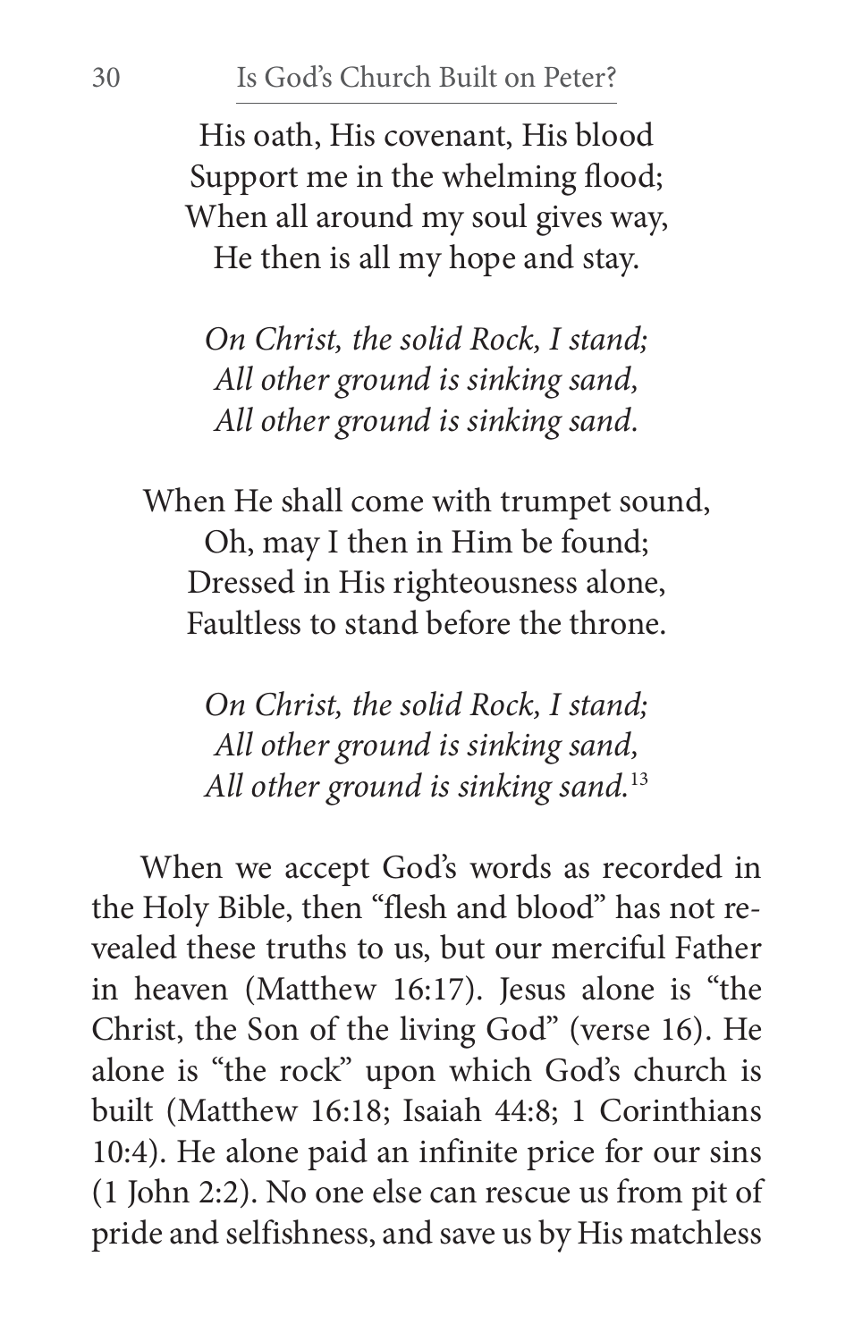His oath, His covenant, His blood
Support me in the whelming flood;
When all around my soul gives way,
He then is all my hope and stay.

*On Christ, the solid Rock, I stand;*
*All other ground is sinking sand,*
*All other ground is sinking sand.*

When He shall come with trumpet sound,
Oh, may I then in Him be found;
Dressed in His righteousness alone,
Faultless to stand before the throne.

*On Christ, the solid Rock, I stand;*
*All other ground is sinking sand,*
*All other ground is sinking sand.*[13]

When we accept God's words as recorded in the Holy Bible, then "flesh and blood" has not revealed these truths to us, but our merciful Father in heaven (Matthew 16:17). Jesus alone is "the Christ, the Son of the living God" (verse 16). He alone is "the rock" upon which God's church is built (Matthew 16:18; Isaiah 44:8; 1 Corinthians 10:4). He alone paid an infinite price for our sins (1 John 2:2). No one else can rescue us from pit of pride and selfishness, and save us by His matchless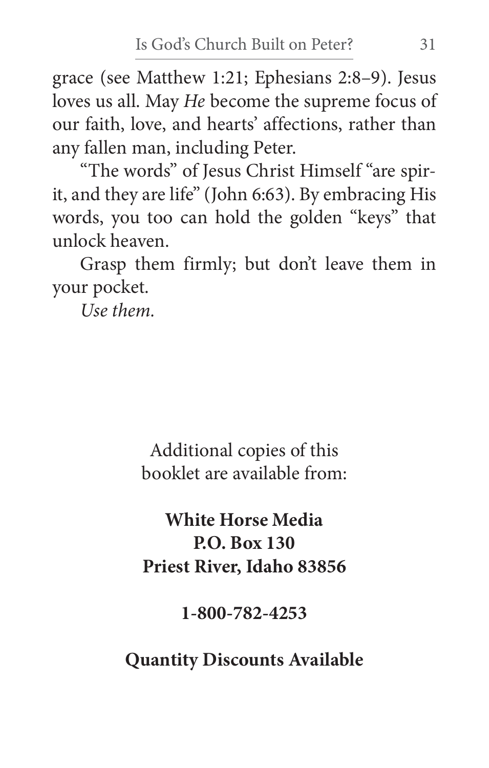grace (see Matthew 1:21; Ephesians 2:8–9). Jesus loves us all. May *He* become the supreme focus of our faith, love, and hearts' affections, rather than any fallen man, including Peter.

"The words" of Jesus Christ Himself "are spirit, and they are life" (John 6:63). By embracing His words, you too can hold the golden "keys" that unlock heaven.

Grasp them firmly; but don't leave them in your pocket.

*Use them.*

Additional copies of this booklet are available from:

**White Horse Media**
**P.O. Box 130**
**Priest River, Idaho 83856**

**1-800-782-4253**

**Quantity Discounts Available**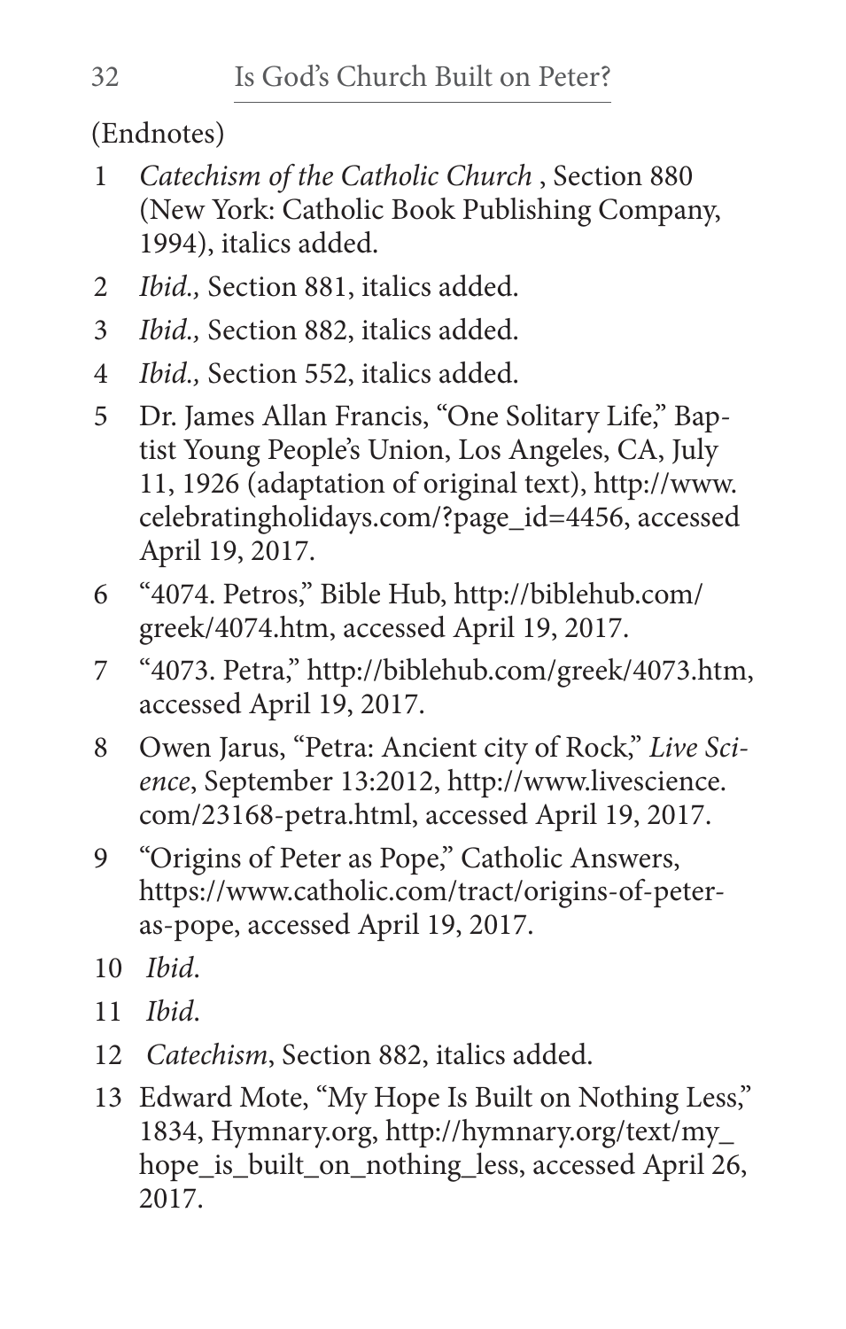(Endnotes)

1. *Catechism of the Catholic Church* , Section 880 (New York: Catholic Book Publishing Company, 1994), italics added.
2. *Ibid.,* Section 881, italics added.
3. *Ibid.,* Section 882, italics added.
4. *Ibid.,* Section 552, italics added.
5. Dr. James Allan Francis, "One Solitary Life," Baptist Young People's Union, Los Angeles, CA, July 11, 1926 (adaptation of original text), http://www.celebratingholidays.com/?page_id=4456, accessed April 19, 2017.
6. "4074. Petros," Bible Hub, http://biblehub.com/greek/4074.htm, accessed April 19, 2017.
7. "4073. Petra," http://biblehub.com/greek/4073.htm, accessed April 19, 2017.
8. Owen Jarus, "Petra: Ancient city of Rock," *Live Science*, September 13:2012, http://www.livescience.com/23168-petra.html, accessed April 19, 2017.
9. "Origins of Peter as Pope," Catholic Answers, https://www.catholic.com/tract/origins-of-peter-as-pope, accessed April 19, 2017.
10. *Ibid.*
11. *Ibid.*
12. *Catechism*, Section 882, italics added.
13. Edward Mote, "My Hope Is Built on Nothing Less," 1834, Hymnary.org, http://hymnary.org/text/my_hope_is_built_on_nothing_less, accessed April 26, 2017.